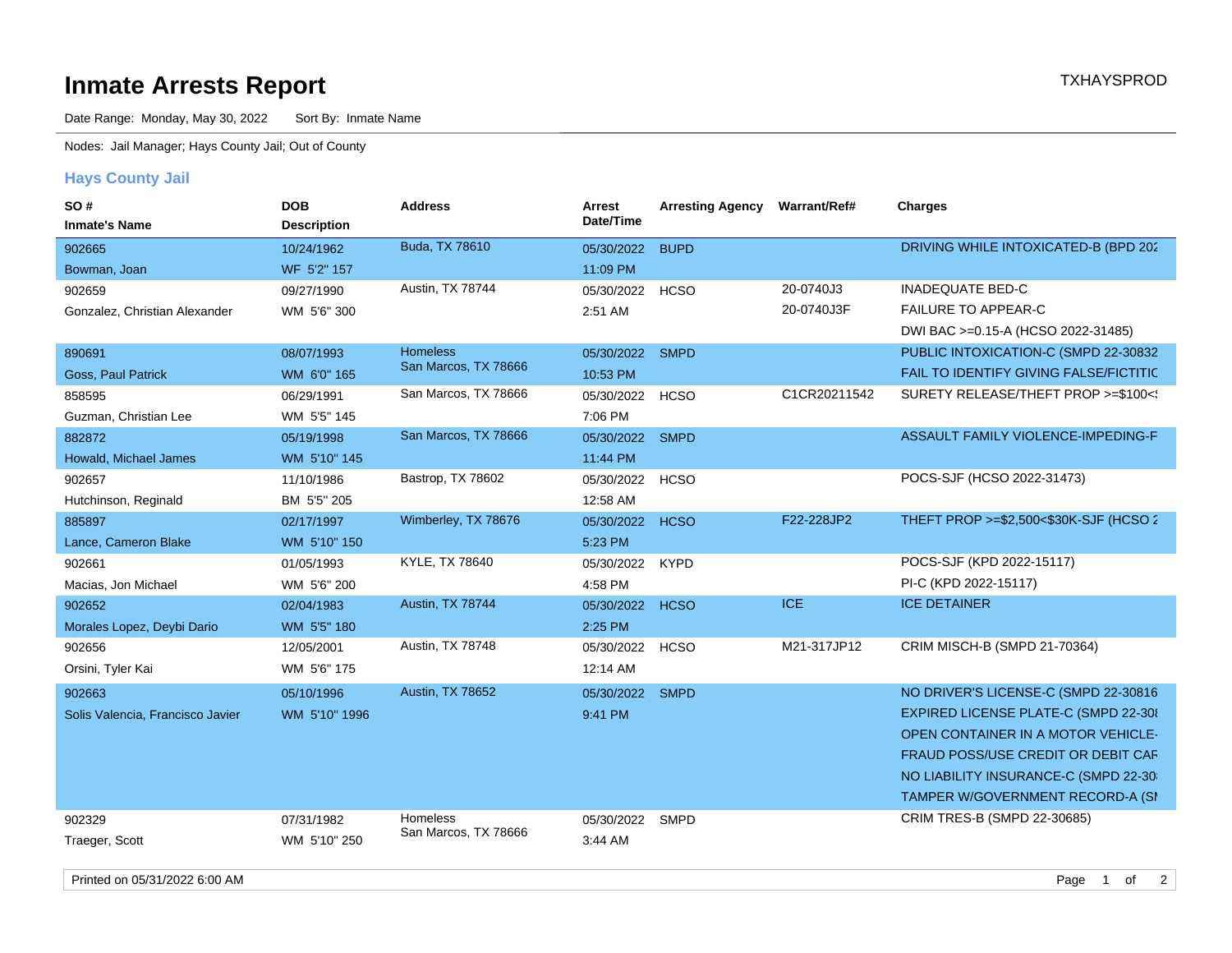# Inmate Arrests Report

TXHAYSPROD

Date Range: Monday, May 30, 2022     Sort By: Inmate Name

Nodes: Jail Manager; Hays County Jail; Out of County

## Hays County Jail

| SO # / Inmate's Name | DOB / Description | Address | Arrest Date/Time | Arresting Agency | Warrant/Ref# | Charges |
|---|---|---|---|---|---|---|
| 902665<br>Bowman, Joan | 10/24/1962<br>WF 5'2" 157 | Buda, TX 78610 | 05/30/2022<br>11:09 PM | BUPD | | DRIVING WHILE INTOXICATED-B (BPD 202 |
| 902659<br>Gonzalez, Christian Alexander | 09/27/1990<br>WM 5'6" 300 | Austin, TX 78744 | 05/30/2022<br>2:51 AM | HCSO | 20-0740J3<br>20-0740J3F | INADEQUATE BED-C<br>FAILURE TO APPEAR-C<br>DWI BAC >=0.15-A (HCSO 2022-31485) |
| 890691<br>Goss, Paul Patrick | 08/07/1993<br>WM 6'0" 165 | Homeless<br>San Marcos, TX 78666 | 05/30/2022<br>10:53 PM | SMPD | | PUBLIC INTOXICATION-C (SMPD 22-30832<br>FAIL TO IDENTIFY GIVING FALSE/FICTITIC |
| 858595<br>Guzman, Christian Lee | 06/29/1991<br>WM 5'5" 145 | San Marcos, TX 78666 | 05/30/2022<br>7:06 PM | HCSO | C1CR20211542 | SURETY RELEASE/THEFT PROP >=$100<! |
| 882872<br>Howald, Michael James | 05/19/1998<br>WM 5'10" 145 | San Marcos, TX 78666 | 05/30/2022<br>11:44 PM | SMPD | | ASSAULT FAMILY VIOLENCE-IMPEDING-F |
| 902657<br>Hutchinson, Reginald | 11/10/1986<br>BM 5'5" 205 | Bastrop, TX 78602 | 05/30/2022<br>12:58 AM | HCSO | | POCS-SJF (HCSO 2022-31473) |
| 885897<br>Lance, Cameron Blake | 02/17/1997<br>WM 5'10" 150 | Wimberley, TX 78676 | 05/30/2022<br>5:23 PM | HCSO | F22-228JP2 | THEFT PROP >=$2,500<$30K-SJF (HCSO 2 |
| 902661<br>Macias, Jon Michael | 01/05/1993<br>WM 5'6" 200 | KYLE, TX 78640 | 05/30/2022<br>4:58 PM | KYPD | | POCS-SJF (KPD 2022-15117)<br>PI-C (KPD 2022-15117) |
| 902652<br>Morales Lopez, Deybi Dario | 02/04/1983<br>WM 5'5" 180 | Austin, TX 78744 | 05/30/2022<br>2:25 PM | HCSO | ICE | ICE DETAINER |
| 902656<br>Orsini, Tyler Kai | 12/05/2001<br>WM 5'6" 175 | Austin, TX 78748 | 05/30/2022<br>12:14 AM | HCSO | M21-317JP12 | CRIM MISCH-B (SMPD 21-70364) |
| 902663<br>Solis Valencia, Francisco Javier | 05/10/1996<br>WM 5'10" 1996 | Austin, TX 78652 | 05/30/2022<br>9:41 PM | SMPD | | NO DRIVER'S LICENSE-C (SMPD 22-30816<br>EXPIRED LICENSE PLATE-C (SMPD 22-30<br>OPEN CONTAINER IN A MOTOR VEHICLE-<br>FRAUD POSS/USE CREDIT OR DEBIT CAF<br>NO LIABILITY INSURANCE-C (SMPD 22-30<br>TAMPER W/GOVERNMENT RECORD-A (SI |
| 902329<br>Traeger, Scott | 07/31/1982<br>WM 5'10" 250 | Homeless<br>San Marcos, TX 78666 | 05/30/2022<br>3:44 AM | SMPD | | CRIM TRES-B (SMPD 22-30685) |

Printed on 05/31/2022 6:00 AM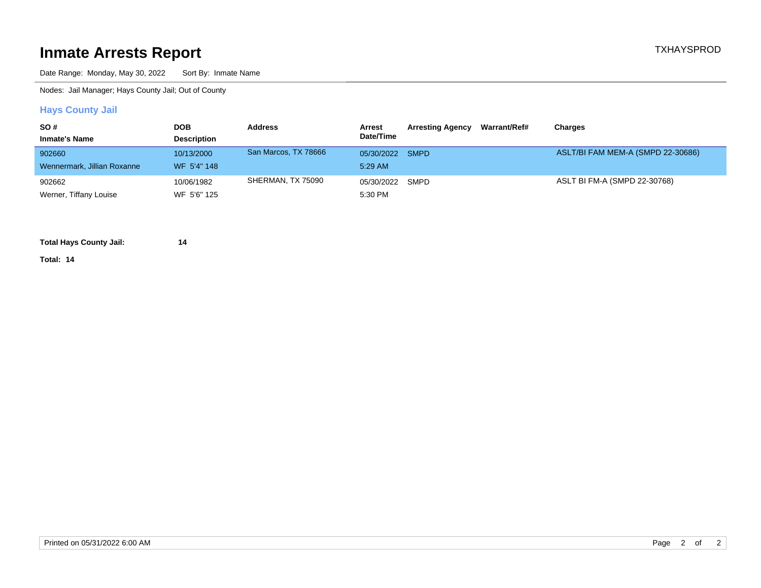# Inmate Arrests Report

TXHAYSPROD

Date Range: Monday, May 30, 2022 Sort By: Inmate Name

Nodes: Jail Manager; Hays County Jail; Out of County

## Hays County Jail

| SO # / Inmate's Name | DOB / Description | Address | Arrest Date/Time | Arresting Agency | Warrant/Ref# | Charges |
|---|---|---|---|---|---|---|
| 902660 / Wennermark, Jillian Roxanne | 10/13/2000 / WF 5'4" 148 | San Marcos, TX 78666 | 05/30/2022 5:29 AM | SMPD | | ASLT/BI FAM MEM-A (SMPD 22-30686) |
| 902662 / Werner, Tiffany Louise | 10/06/1982 / WF 5'6" 125 | SHERMAN, TX 75090 | 05/30/2022 5:30 PM | SMPD | | ASLT BI FM-A (SMPD 22-30768) |

**Total Hays County Jail:** **14**

**Total: 14**

Printed on 05/31/2022 6:00 AM